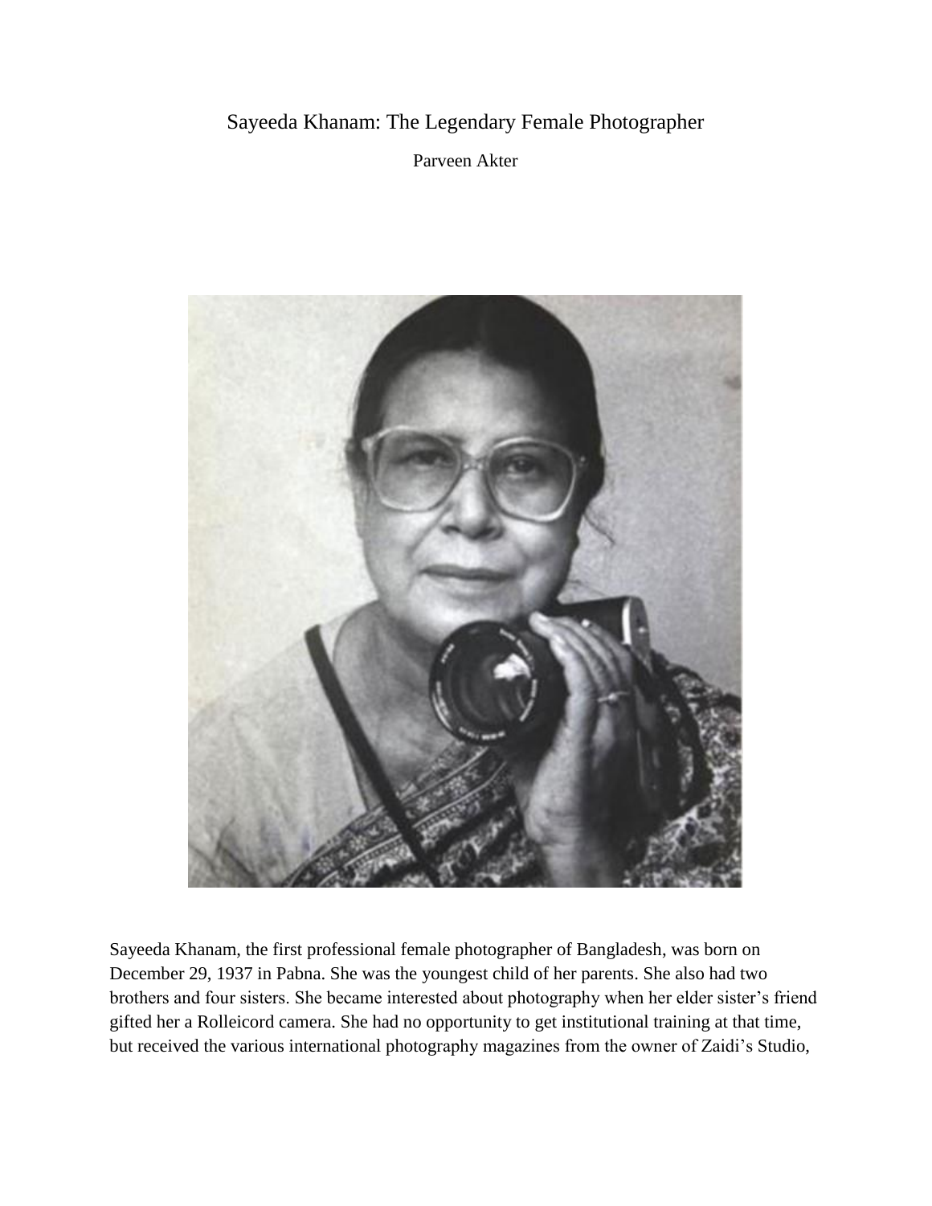# Sayeeda Khanam: The Legendary Female Photographer

Parveen Akter

Sayeeda Khanam, the first professional female photographer of Bangladesh, was born on December 29, 1937 in Pabna. She was the youngest child of her parents. She also had two brothers and four sisters. She became interested about photography when her elder sister's friend gifted her a Rolleicord camera. She had no opportunity to get institutional training at that time, but received the various international photography magazines from the owner of Zaidi's Studio,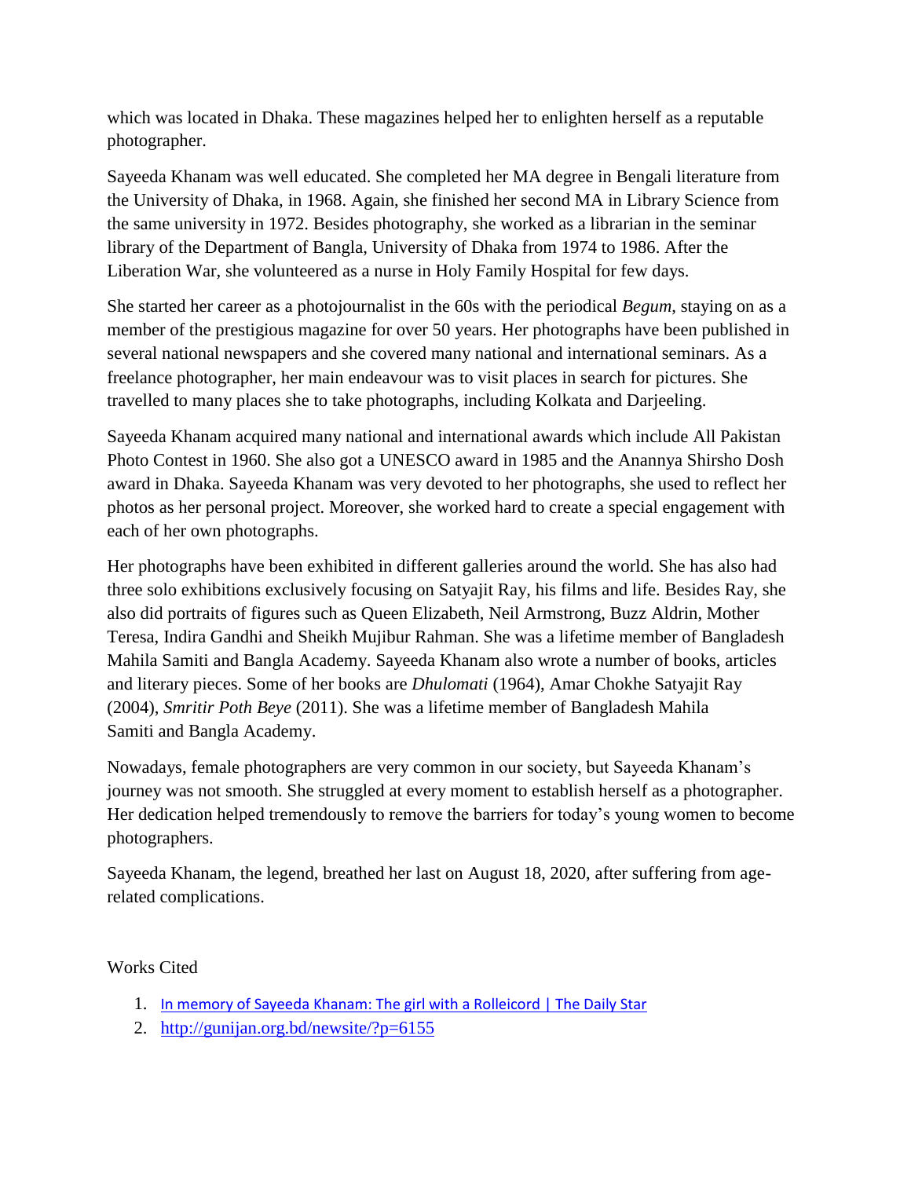which was located in Dhaka. These magazines helped her to enlighten herself as a reputable photographer.

Sayeeda Khanam was well educated. She completed her MA degree in Bengali literature from the University of Dhaka, in 1968. Again, she finished her second MA in Library Science from the same university in 1972. Besides photography, she worked as a librarian in the seminar library of the Department of Bangla, University of Dhaka from 1974 to 1986. After the Liberation War, she volunteered as a nurse in Holy Family Hospital for few days.

She started her career as a photojournalist in the 60s with the periodical *Begum*, staying on as a member of the prestigious magazine for over 50 years. Her photographs have been published in several national newspapers and she covered many national and international seminars. As a freelance photographer, her main endeavour was to visit places in search for pictures. She travelled to many places she to take photographs, including Kolkata and Darjeeling.

Sayeeda Khanam acquired many national and international awards which include All Pakistan Photo Contest in 1960. She also got a UNESCO award in 1985 and the Anannya Shirsho Dosh award in Dhaka. Sayeeda Khanam was very devoted to her photographs, she used to reflect her photos as her personal project. Moreover, she worked hard to create a special engagement with each of her own photographs.

Her photographs have been exhibited in different galleries around the world. She has also had three solo exhibitions exclusively focusing on Satyajit Ray, his films and life. Besides Ray, she also did portraits of figures such as Queen Elizabeth, Neil Armstrong, Buzz Aldrin, Mother Teresa, Indira Gandhi and Sheikh Mujibur Rahman. She was a lifetime member of Bangladesh Mahila Samiti and Bangla Academy. Sayeeda Khanam also wrote a number of books, articles and literary pieces. Some of her books are *Dhulomati* (1964), Amar Chokhe Satyajit Ray (2004), *Smritir Poth Beye* (2011). She was a lifetime member of Bangladesh Mahila Samiti and Bangla Academy.

Nowadays, female photographers are very common in our society, but Sayeeda Khanam's journey was not smooth. She struggled at every moment to establish herself as a photographer. Her dedication helped tremendously to remove the barriers for today's young women to become photographers.

Sayeeda Khanam, the legend, breathed her last on August 18, 2020, after suffering from age-related complications.

Works Cited

1. In memory of Sayeeda Khanam: The girl with a Rolleicord | The Daily Star
2. http://gunijan.org.bd/newsite/?p=6155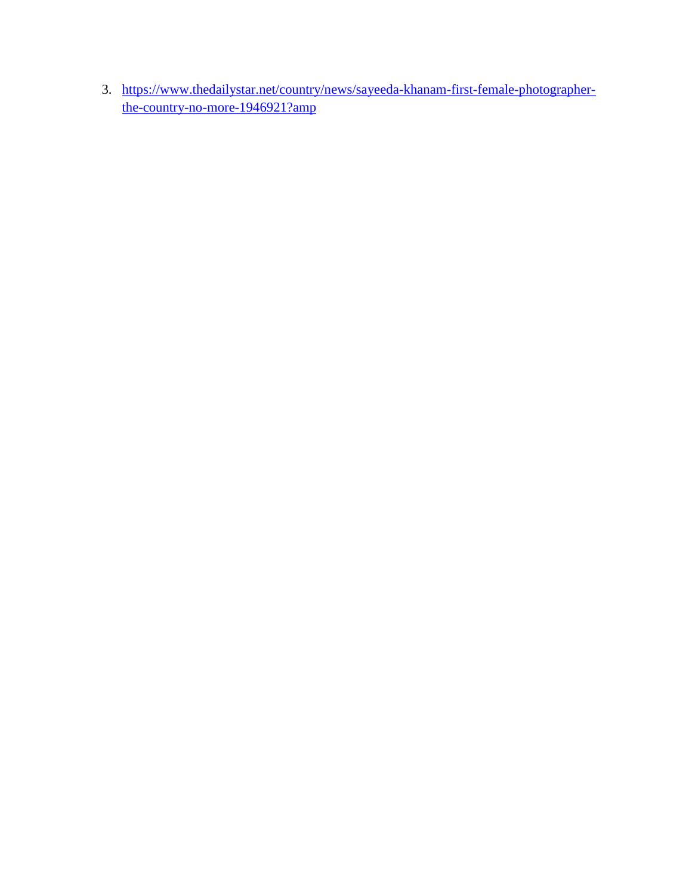3. https://www.thedailystar.net/country/news/sayeeda-khanam-first-female-photographer-the-country-no-more-1946921?amp